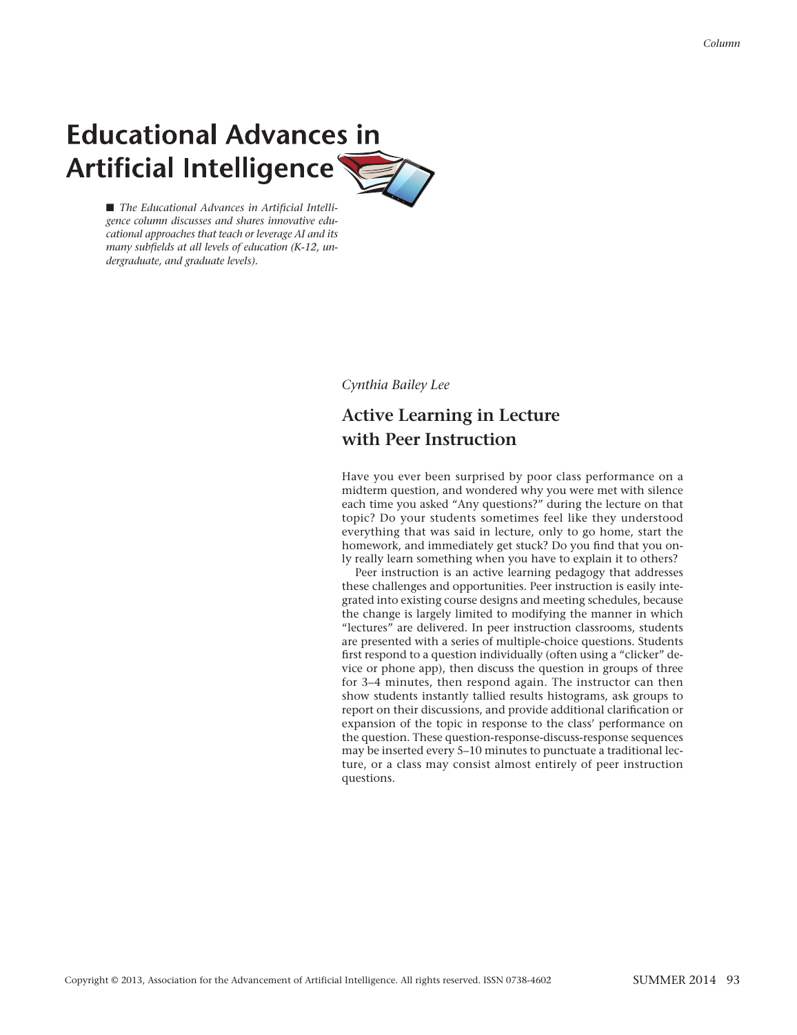# Educational Advances in Artificial Intelligence

■ *The Educational Advances in Artificial Intelligence column discusses and shares innovative educational approaches that teach or leverage AI and its many subfields at all levels of education (K-12, undergraduate, and graduate levels).*

*Cynthia Bailey Lee*

## Active Learning in Lecture with Peer Instruction

Have you ever been surprised by poor class performance on a midterm question, and wondered why you were met with silence each time you asked "Any questions?" during the lecture on that topic? Do your students sometimes feel like they understood everything that was said in lecture, only to go home, start the homework, and immediately get stuck? Do you find that you only really learn something when you have to explain it to others?

Peer instruction is an active learning pedagogy that addresses these challenges and opportunities. Peer instruction is easily integrated into existing course designs and meeting schedules, because the change is largely limited to modifying the manner in which "lectures" are delivered. In peer instruction classrooms, students are presented with a series of multiple-choice questions. Students first respond to a question individually (often using a "clicker" device or phone app), then discuss the question in groups of three for 3–4 minutes, then respond again. The instructor can then show students instantly tallied results histograms, ask groups to report on their discussions, and provide additional clarification or expansion of the topic in response to the class' performance on the question. These question-response-discuss-response sequences may be inserted every 5–10 minutes to punctuate a traditional lecture, or a class may consist almost entirely of peer instruction questions.

Copyright © 2013, Association for the Advancement of Artificial Intelligence. All rights reserved. ISSN 0738-4602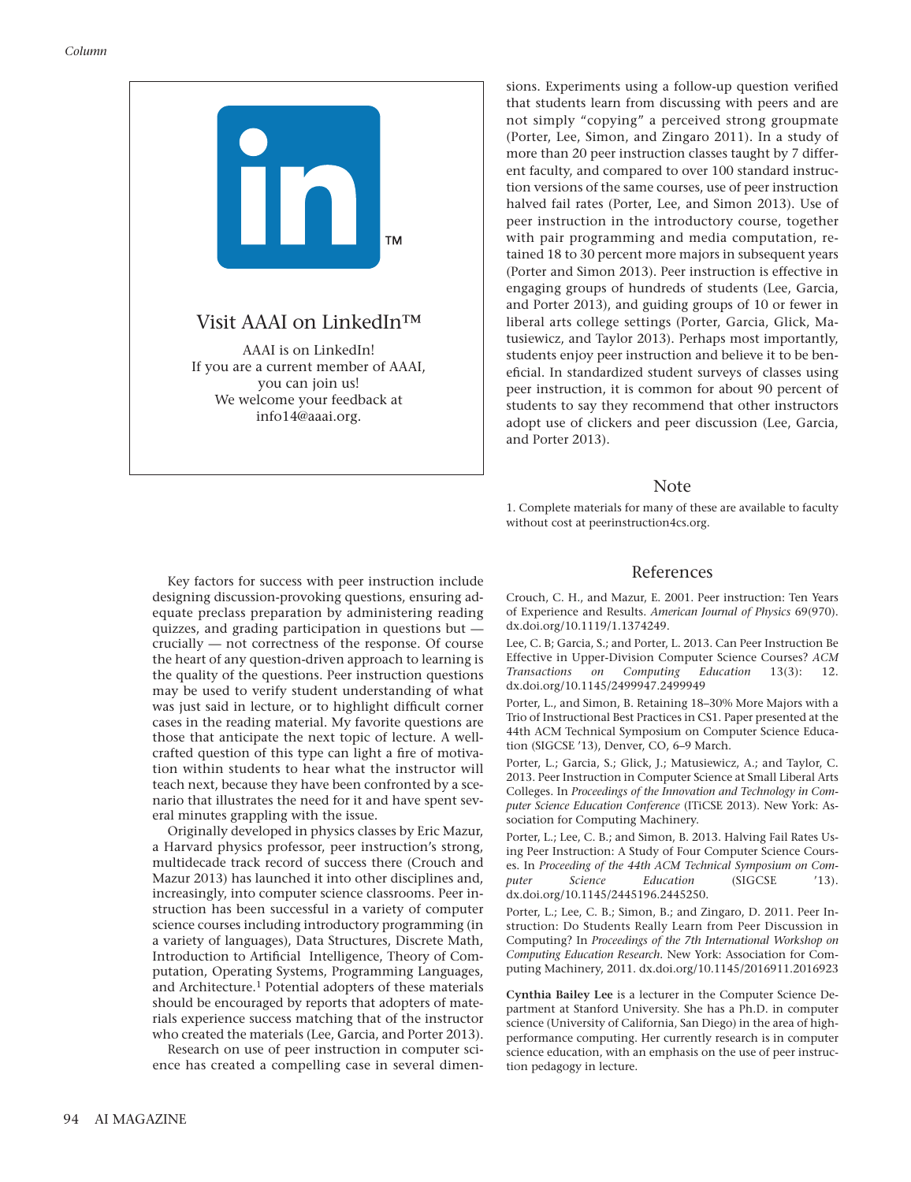Visit AAAI on LinkedIn™

AAAI is on LinkedIn!
If you are a current member of AAAI, you can join us!
We welcome your feedback at info14@aaai.org.

Key factors for success with peer instruction include designing discussion-provoking questions, ensuring adequate preclass preparation by administering reading quizzes, and grading participation in questions but — crucially — not correctness of the response. Of course the heart of any question-driven approach to learning is the quality of the questions. Peer instruction questions may be used to verify student understanding of what was just said in lecture, or to highlight difficult corner cases in the reading material. My favorite questions are those that anticipate the next topic of lecture. A well-crafted question of this type can light a fire of motivation within students to hear what the instructor will teach next, because they have been confronted by a scenario that illustrates the need for it and have spent several minutes grappling with the issue.

Originally developed in physics classes by Eric Mazur, a Harvard physics professor, peer instruction's strong, multidecade track record of success there (Crouch and Mazur 2013) has launched it into other disciplines and, increasingly, into computer science classrooms. Peer instruction has been successful in a variety of computer science courses including introductory programming (in a variety of languages), Data Structures, Discrete Math, Introduction to Artificial Intelligence, Theory of Computation, Operating Systems, Programming Languages, and Architecture.[1] Potential adopters of these materials should be encouraged by reports that adopters of materials experience success matching that of the instructor who created the materials (Lee, Garcia, and Porter 2013).

Research on use of peer instruction in computer science has created a compelling case in several dimensions. Experiments using a follow-up question verified that students learn from discussing with peers and are not simply "copying" a perceived strong groupmate (Porter, Lee, Simon, and Zingaro 2011). In a study of more than 20 peer instruction classes taught by 7 different faculty, and compared to over 100 standard instruction versions of the same courses, use of peer instruction halved fail rates (Porter, Lee, and Simon 2013). Use of peer instruction in the introductory course, together with pair programming and media computation, retained 18 to 30 percent more majors in subsequent years (Porter and Simon 2013). Peer instruction is effective in engaging groups of hundreds of students (Lee, Garcia, and Porter 2013), and guiding groups of 10 or fewer in liberal arts college settings (Porter, Garcia, Glick, Matusiewicz, and Taylor 2013). Perhaps most importantly, students enjoy peer instruction and believe it to be beneficial. In standardized student surveys of classes using peer instruction, it is common for about 90 percent of students to say they recommend that other instructors adopt use of clickers and peer discussion (Lee, Garcia, and Porter 2013).

## Note

1. Complete materials for many of these are available to faculty without cost at peerinstruction4cs.org.

## References

Crouch, C. H., and Mazur, E. 2001. Peer instruction: Ten Years of Experience and Results. *American Journal of Physics* 69(970). dx.doi.org/10.1119/1.1374249.

Lee, C. B; Garcia, S.; and Porter, L. 2013. Can Peer Instruction Be Effective in Upper-Division Computer Science Courses? *ACM Transactions on Computing Education* 13(3): 12. dx.doi.org/10.1145/2499947.2499949

Porter, L., and Simon, B. Retaining 18–30% More Majors with a Trio of Instructional Best Practices in CS1. Paper presented at the 44th ACM Technical Symposium on Computer Science Education (SIGCSE '13), Denver, CO, 6–9 March.

Porter, L.; Garcia, S.; Glick, J.; Matusiewicz, A.; and Taylor, C. 2013. Peer Instruction in Computer Science at Small Liberal Arts Colleges. In *Proceedings of the Innovation and Technology in Computer Science Education Conference* (ITiCSE 2013). New York: Association for Computing Machinery.

Porter, L.; Lee, C. B.; and Simon, B. 2013. Halving Fail Rates Using Peer Instruction: A Study of Four Computer Science Courses. In *Proceeding of the 44th ACM Technical Symposium on Computer Science Education* (SIGCSE '13). dx.doi.org/10.1145/2445196.2445250.

Porter, L.; Lee, C. B.; Simon, B.; and Zingaro, D. 2011. Peer Instruction: Do Students Really Learn from Peer Discussion in Computing? In *Proceedings of the 7th International Workshop on Computing Education Research*. New York: Association for Computing Machinery, 2011. dx.doi.org/10.1145/2016911.2016923

**Cynthia Bailey Lee** is a lecturer in the Computer Science Department at Stanford University. She has a Ph.D. in computer science (University of California, San Diego) in the area of high-performance computing. Her currently research is in computer science education, with an emphasis on the use of peer instruction pedagogy in lecture.